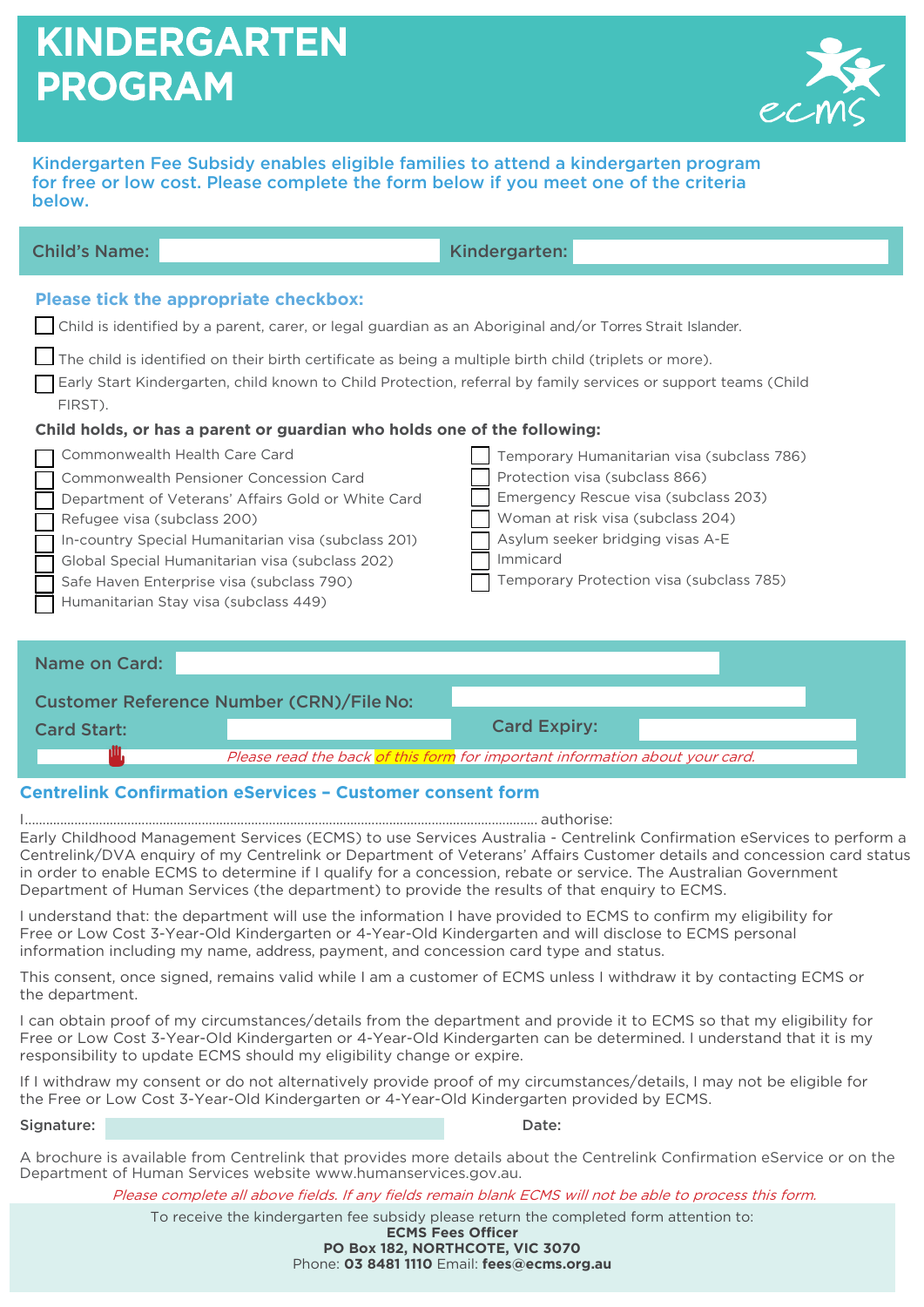# KINDERGARTEN PROGRAM

ecms

**Kindergarten Fee Subsidy enables eligible families to attend a kindergarten program for free or low cost. Please complete the form below if you meet one of the criteria below.**

**Child's Name:** ____________________ **Kindergarten:** ____________________

### Please tick the appropriate checkbox:

- [ ] Child is identified by a parent, carer, or legal guardian as an Aboriginal and/or Torres Strait Islander.
- [ ] The child is identified on their birth certificate as being a multiple birth child (triplets or more).
- [ ] Early Start Kindergarten, child known to Child Protection, referral by family services or support teams (Child FIRST).

**Child holds, or has a parent or guardian who holds one of the following:**

- [ ] Commonwealth Health Care Card
- [ ] Commonwealth Pensioner Concession Card
- [ ] Department of Veterans' Affairs Gold or White Card
- [ ] Refugee visa (subclass 200)
- [ ] In-country Special Humanitarian visa (subclass 201)
- [ ] Global Special Humanitarian visa (subclass 202)
- [ ] Safe Haven Enterprise visa (subclass 790)
- [ ] Humanitarian Stay visa (subclass 449)
- [ ] Temporary Humanitarian visa (subclass 786)
- [ ] Protection visa (subclass 866)
- [ ] Emergency Rescue visa (subclass 203)
- [ ] Woman at risk visa (subclass 204)
- [ ] Asylum seeker bridging visas A-E
- [ ] Immicard
- [ ] Temporary Protection visa (subclass 785)

**Name on Card:** ____________________

**Customer Reference Number (CRN)/File No:** ____________________

**Card Start:** ____________________ **Card Expiry:** ____________________

*Please read the back of this form for important information about your card.*

## Centrelink Confirmation eServices – Customer consent form

I............................................................................................................................................ authorise:
Early Childhood Management Services (ECMS) to use Services Australia - Centrelink Confirmation eServices to perform a Centrelink/DVA enquiry of my Centrelink or Department of Veterans' Affairs Customer details and concession card status in order to enable ECMS to determine if I qualify for a concession, rebate or service. The Australian Government Department of Human Services (the department) to provide the results of that enquiry to ECMS.

I understand that: the department will use the information I have provided to ECMS to confirm my eligibility for Free or Low Cost 3-Year-Old Kindergarten or 4-Year-Old Kindergarten and will disclose to ECMS personal information including my name, address, payment, and concession card type and status.

This consent, once signed, remains valid while I am a customer of ECMS unless I withdraw it by contacting ECMS or the department.

I can obtain proof of my circumstances/details from the department and provide it to ECMS so that my eligibility for Free or Low Cost 3-Year-Old Kindergarten or 4-Year-Old Kindergarten can be determined. I understand that it is my responsibility to update ECMS should my eligibility change or expire.

If I withdraw my consent or do not alternatively provide proof of my circumstances/details, I may not be eligible for the Free or Low Cost 3-Year-Old Kindergarten or 4-Year-Old Kindergarten provided by ECMS.

**Signature:** ____________________ **Date:** ____________________

A brochure is available from Centrelink that provides more details about the Centrelink Confirmation eService or on the Department of Human Services website www.humanservices.gov.au.

*Please complete all above fields. If any fields remain blank ECMS will not be able to process this form.*

To receive the kindergarten fee subsidy please return the completed form attention to:
**ECMS Fees Officer**
**PO Box 182, NORTHCOTE, VIC 3070**
Phone: **03 8481 1110** Email: **fees@ecms.org.au**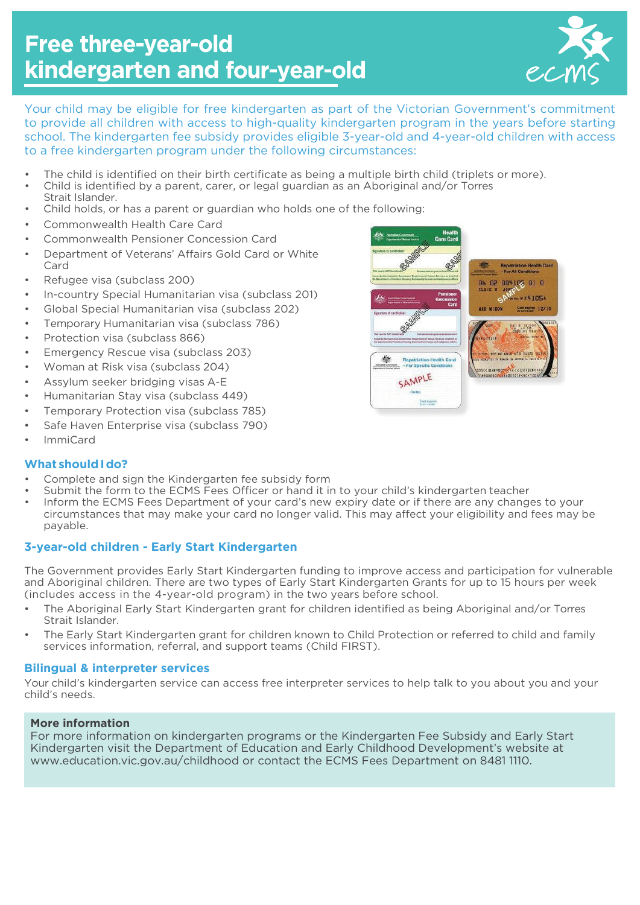# Free three-year-old kindergarten and four-year-old

Your child may be eligible for free kindergarten as part of the Victorian Government's commitment to provide all children with access to high-quality kindergarten program in the years before starting school. The kindergarten fee subsidy provides eligible 3-year-old and 4-year-old children with access to a free kindergarten program under the following circumstances:

- The child is identified on their birth certificate as being a multiple birth child (triplets or more).
- Child is identified by a parent, carer, or legal guardian as an Aboriginal and/or Torres Strait Islander.
- Child holds, or has a parent or guardian who holds one of the following:
- Commonwealth Health Care Card
- Commonwealth Pensioner Concession Card
- Department of Veterans' Affairs Gold Card or White Card
- Refugee visa (subclass 200)
- In-country Special Humanitarian visa (subclass 201)
- Global Special Humanitarian visa (subclass 202)
- Temporary Humanitarian visa (subclass 786)
- Protection visa (subclass 866)
- Emergency Rescue visa (subclass 203)
- Woman at Risk visa (subclass 204)
- Assylum seeker bridging visas A-E
- Humanitarian Stay visa (subclass 449)
- Temporary Protection visa (subclass 785)
- Safe Haven Enterprise visa (subclass 790)
- ImmiCard

## What should I do?

- Complete and sign the Kindergarten fee subsidy form
- Submit the form to the ECMS Fees Officer or hand it in to your child's kindergarten teacher
- Inform the ECMS Fees Department of your card's new expiry date or if there are any changes to your circumstances that may make your card no longer valid. This may affect your eligibility and fees may be payable.

## 3-year-old children - Early Start Kindergarten

The Government provides Early Start Kindergarten funding to improve access and participation for vulnerable and Aboriginal children. There are two types of Early Start Kindergarten Grants for up to 15 hours per week (includes access in the 4-year-old program) in the two years before school.

- The Aboriginal Early Start Kindergarten grant for children identified as being Aboriginal and/or Torres Strait Islander.
- The Early Start Kindergarten grant for children known to Child Protection or referred to child and family services information, referral, and support teams (Child FIRST).

## Bilingual & interpreter services

Your child's kindergarten service can access free interpreter services to help talk to you about you and your child's needs.

**More information**

For more information on kindergarten programs or the Kindergarten Fee Subsidy and Early Start Kindergarten visit the Department of Education and Early Childhood Development's website at www.education.vic.gov.au/childhood or contact the ECMS Fees Department on 8481 1110.